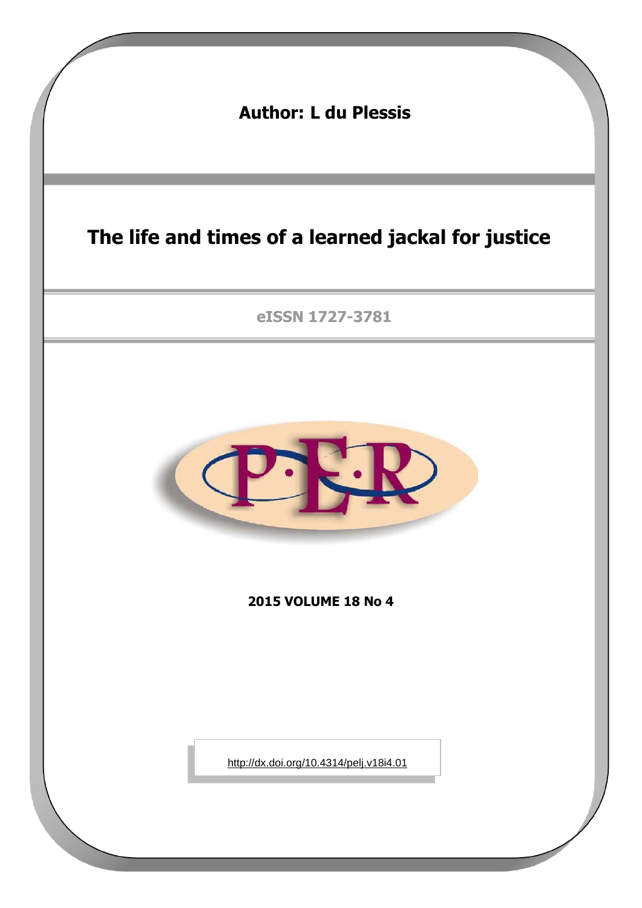**Author: L du Plessis**

# The life and times of a learned jackal for justice

**eISSN 1727-3781**

**2015 VOLUME 18 No 4**

http://dx.doi.org/10.4314/pelj.v18i4.01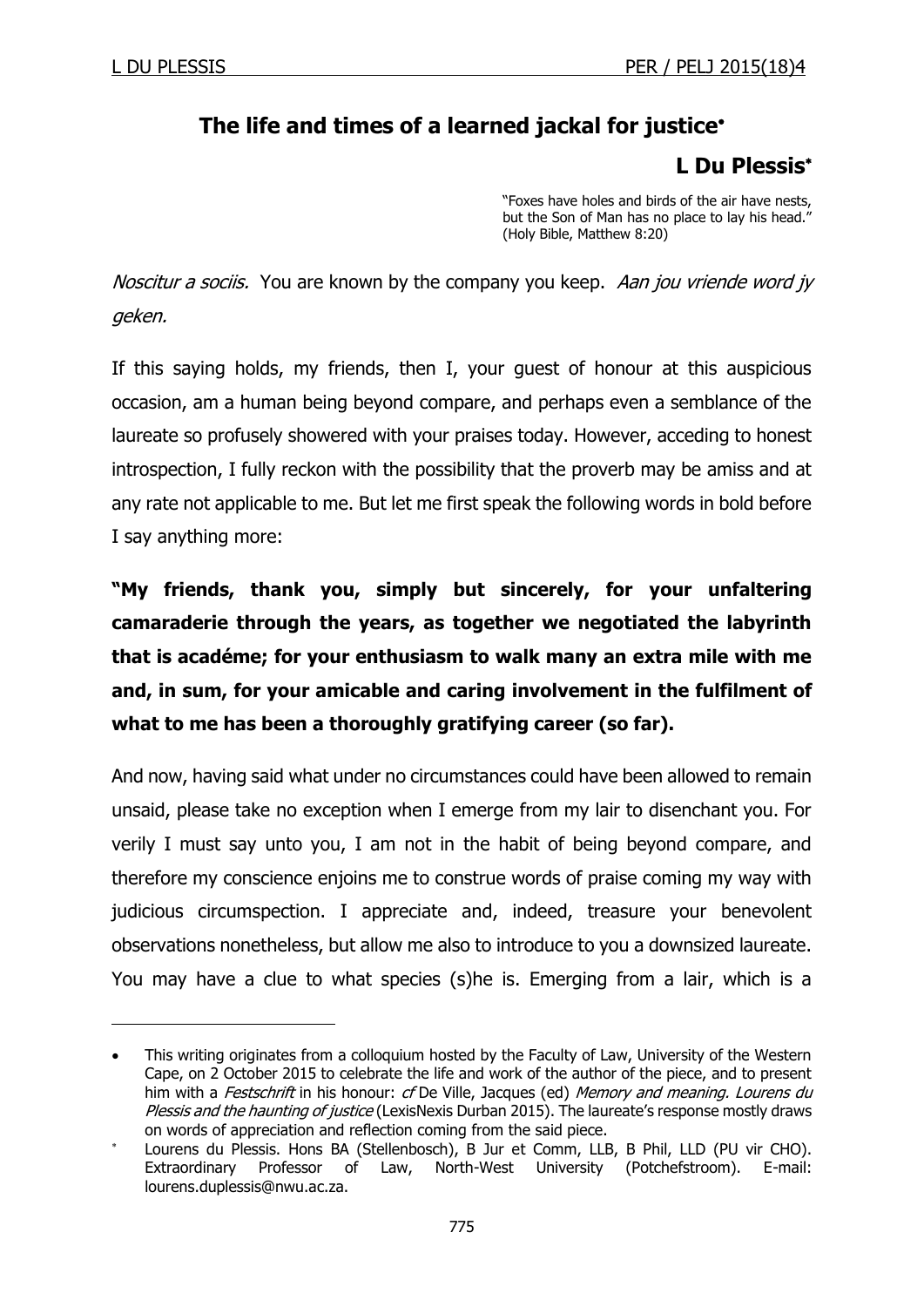# The life and times of a learned jackal for justice•

**L Du Plessis***

> "Foxes have holes and birds of the air have nests, but the Son of Man has no place to lay his head." (Holy Bible, Matthew 8:20)

*Noscitur a sociis.* You are known by the company you keep. *Aan jou vriende word jy geken.*

If this saying holds, my friends, then I, your guest of honour at this auspicious occasion, am a human being beyond compare, and perhaps even a semblance of the laureate so profusely showered with your praises today. However, acceding to honest introspection, I fully reckon with the possibility that the proverb may be amiss and at any rate not applicable to me. But let me first speak the following words in bold before I say anything more:

**"My friends, thank you, simply but sincerely, for your unfaltering camaraderie through the years, as together we negotiated the labyrinth that is académe; for your enthusiasm to walk many an extra mile with me and, in sum, for your amicable and caring involvement in the fulfilment of what to me has been a thoroughly gratifying career (so far).**

And now, having said what under no circumstances could have been allowed to remain unsaid, please take no exception when I emerge from my lair to disenchant you. For verily I must say unto you, I am not in the habit of being beyond compare, and therefore my conscience enjoins me to construe words of praise coming my way with judicious circumspection. I appreciate and, indeed, treasure your benevolent observations nonetheless, but allow me also to introduce to you a downsized laureate. You may have a clue to what species (s)he is. Emerging from a lair, which is a

---

• This writing originates from a colloquium hosted by the Faculty of Law, University of the Western Cape, on 2 October 2015 to celebrate the life and work of the author of the piece, and to present him with a *Festschrift* in his honour: *cf* De Ville, Jacques (ed) *Memory and meaning. Lourens du Plessis and the haunting of justice* (LexisNexis Durban 2015). The laureate's response mostly draws on words of appreciation and reflection coming from the said piece.

\* Lourens du Plessis. Hons BA (Stellenbosch), B Jur et Comm, LLB, B Phil, LLD (PU vir CHO). Extraordinary Professor of Law, North-West University (Potchefstroom). E-mail: lourens.duplessis@nwu.ac.za.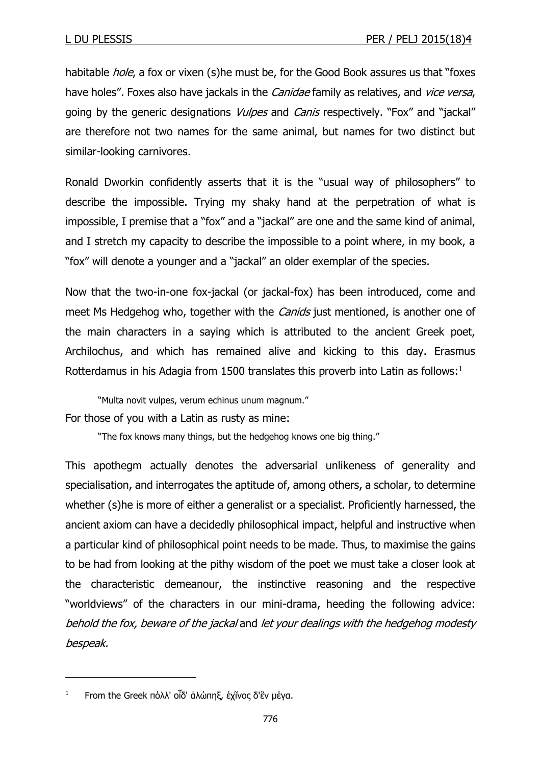habitable *hole*, a fox or vixen (s)he must be, for the Good Book assures us that "foxes have holes". Foxes also have jackals in the *Canidae* family as relatives, and *vice versa*, going by the generic designations *Vulpes* and *Canis* respectively. "Fox" and "jackal" are therefore not two names for the same animal, but names for two distinct but similar-looking carnivores.

Ronald Dworkin confidently asserts that it is the "usual way of philosophers" to describe the impossible. Trying my shaky hand at the perpetration of what is impossible, I premise that a "fox" and a "jackal" are one and the same kind of animal, and I stretch my capacity to describe the impossible to a point where, in my book, a "fox" will denote a younger and a "jackal" an older exemplar of the species.

Now that the two-in-one fox-jackal (or jackal-fox) has been introduced, come and meet Ms Hedgehog who, together with the *Canids* just mentioned, is another one of the main characters in a saying which is attributed to the ancient Greek poet, Archilochus, and which has remained alive and kicking to this day. Erasmus Rotterdamus in his Adagia from 1500 translates this proverb into Latin as follows:[1]

> "Multa novit vulpes, verum echinus unum magnum."

For those of you with a Latin as rusty as mine:

> "The fox knows many things, but the hedgehog knows one big thing."

This apothegm actually denotes the adversarial unlikeness of generality and specialisation, and interrogates the aptitude of, among others, a scholar, to determine whether (s)he is more of either a generalist or a specialist. Proficiently harnessed, the ancient axiom can have a decidedly philosophical impact, helpful and instructive when a particular kind of philosophical point needs to be made. Thus, to maximise the gains to be had from looking at the pithy wisdom of the poet we must take a closer look at the characteristic demeanour, the instinctive reasoning and the respective "worldviews" of the characters in our mini-drama, heeding the following advice: *behold the fox, beware of the jackal* and *let your dealings with the hedgehog modesty bespeak.*

---

[1] From the Greek πόλλ' οἶδ' ἀλώπηξ, ἐχῖνος δ'ἓν μέγα.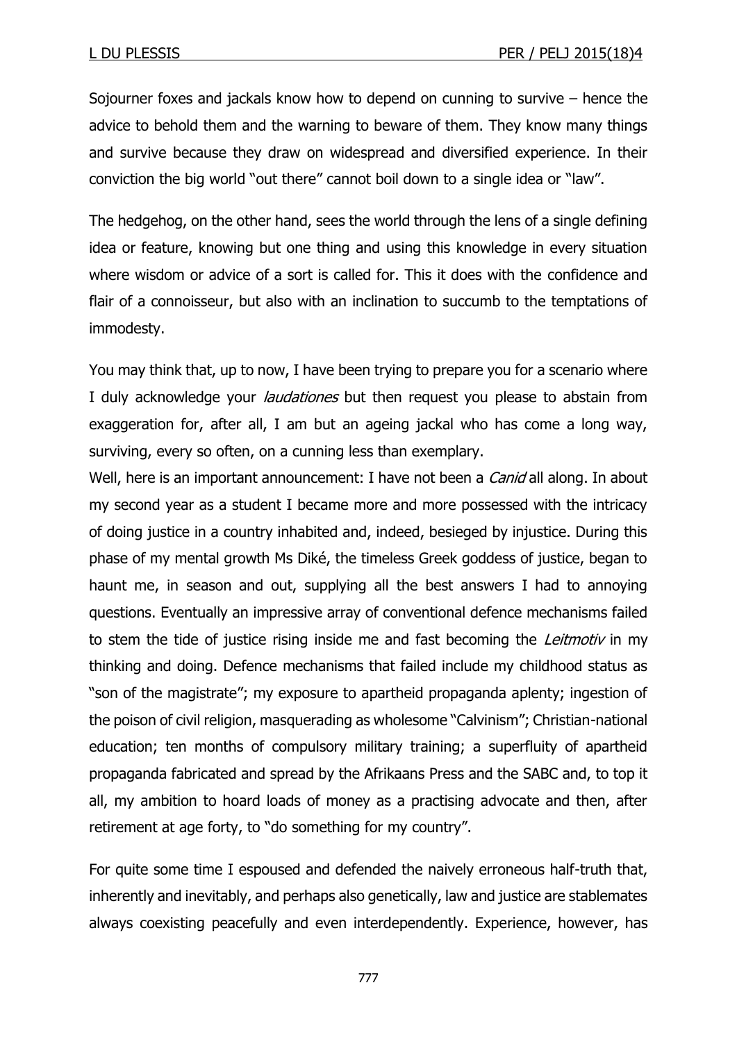Sojourner foxes and jackals know how to depend on cunning to survive – hence the advice to behold them and the warning to beware of them. They know many things and survive because they draw on widespread and diversified experience. In their conviction the big world "out there" cannot boil down to a single idea or "law".

The hedgehog, on the other hand, sees the world through the lens of a single defining idea or feature, knowing but one thing and using this knowledge in every situation where wisdom or advice of a sort is called for. This it does with the confidence and flair of a connoisseur, but also with an inclination to succumb to the temptations of immodesty.

You may think that, up to now, I have been trying to prepare you for a scenario where I duly acknowledge your *laudationes* but then request you please to abstain from exaggeration for, after all, I am but an ageing jackal who has come a long way, surviving, every so often, on a cunning less than exemplary.

Well, here is an important announcement: I have not been a *Canid* all along. In about my second year as a student I became more and more possessed with the intricacy of doing justice in a country inhabited and, indeed, besieged by injustice. During this phase of my mental growth Ms Diké, the timeless Greek goddess of justice, began to haunt me, in season and out, supplying all the best answers I had to annoying questions. Eventually an impressive array of conventional defence mechanisms failed to stem the tide of justice rising inside me and fast becoming the *Leitmotiv* in my thinking and doing. Defence mechanisms that failed include my childhood status as "son of the magistrate"; my exposure to apartheid propaganda aplenty; ingestion of the poison of civil religion, masquerading as wholesome "Calvinism"; Christian-national education; ten months of compulsory military training; a superfluity of apartheid propaganda fabricated and spread by the Afrikaans Press and the SABC and, to top it all, my ambition to hoard loads of money as a practising advocate and then, after retirement at age forty, to "do something for my country".

For quite some time I espoused and defended the naively erroneous half-truth that, inherently and inevitably, and perhaps also genetically, law and justice are stablemates always coexisting peacefully and even interdependently. Experience, however, has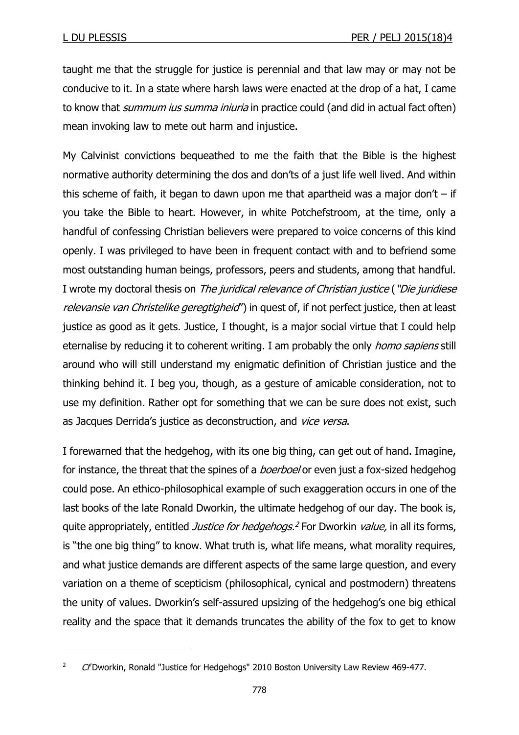taught me that the struggle for justice is perennial and that law may or may not be conducive to it. In a state where harsh laws were enacted at the drop of a hat, I came to know that *summum ius summa iniuria* in practice could (and did in actual fact often) mean invoking law to mete out harm and injustice.

My Calvinist convictions bequeathed to me the faith that the Bible is the highest normative authority determining the dos and don'ts of a just life well lived. And within this scheme of faith, it began to dawn upon me that apartheid was a major don't – if you take the Bible to heart. However, in white Potchefstroom, at the time, only a handful of confessing Christian believers were prepared to voice concerns of this kind openly. I was privileged to have been in frequent contact with and to befriend some most outstanding human beings, professors, peers and students, among that handful. I wrote my doctoral thesis on *The juridical relevance of Christian justice* (*"Die juridiese relevansie van Christelike geregtigheid"*) in quest of, if not perfect justice, then at least justice as good as it gets. Justice, I thought, is a major social virtue that I could help eternalise by reducing it to coherent writing. I am probably the only *homo sapiens* still around who will still understand my enigmatic definition of Christian justice and the thinking behind it. I beg you, though, as a gesture of amicable consideration, not to use my definition. Rather opt for something that we can be sure does not exist, such as Jacques Derrida's justice as deconstruction, and *vice versa*.

I forewarned that the hedgehog, with its one big thing, can get out of hand. Imagine, for instance, the threat that the spines of a *boerboel* or even just a fox-sized hedgehog could pose. An ethico-philosophical example of such exaggeration occurs in one of the last books of the late Ronald Dworkin, the ultimate hedgehog of our day. The book is, quite appropriately, entitled *Justice for hedgehogs.*[2] For Dworkin *value,* in all its forms, is "the one big thing" to know. What truth is, what life means, what morality requires, and what justice demands are different aspects of the same large question, and every variation on a theme of scepticism (philosophical, cynical and postmodern) threatens the unity of values. Dworkin's self-assured upsizing of the hedgehog's one big ethical reality and the space that it demands truncates the ability of the fox to get to know

---

[2] *Cf* Dworkin, Ronald "Justice for Hedgehogs" 2010 Boston University Law Review 469-477.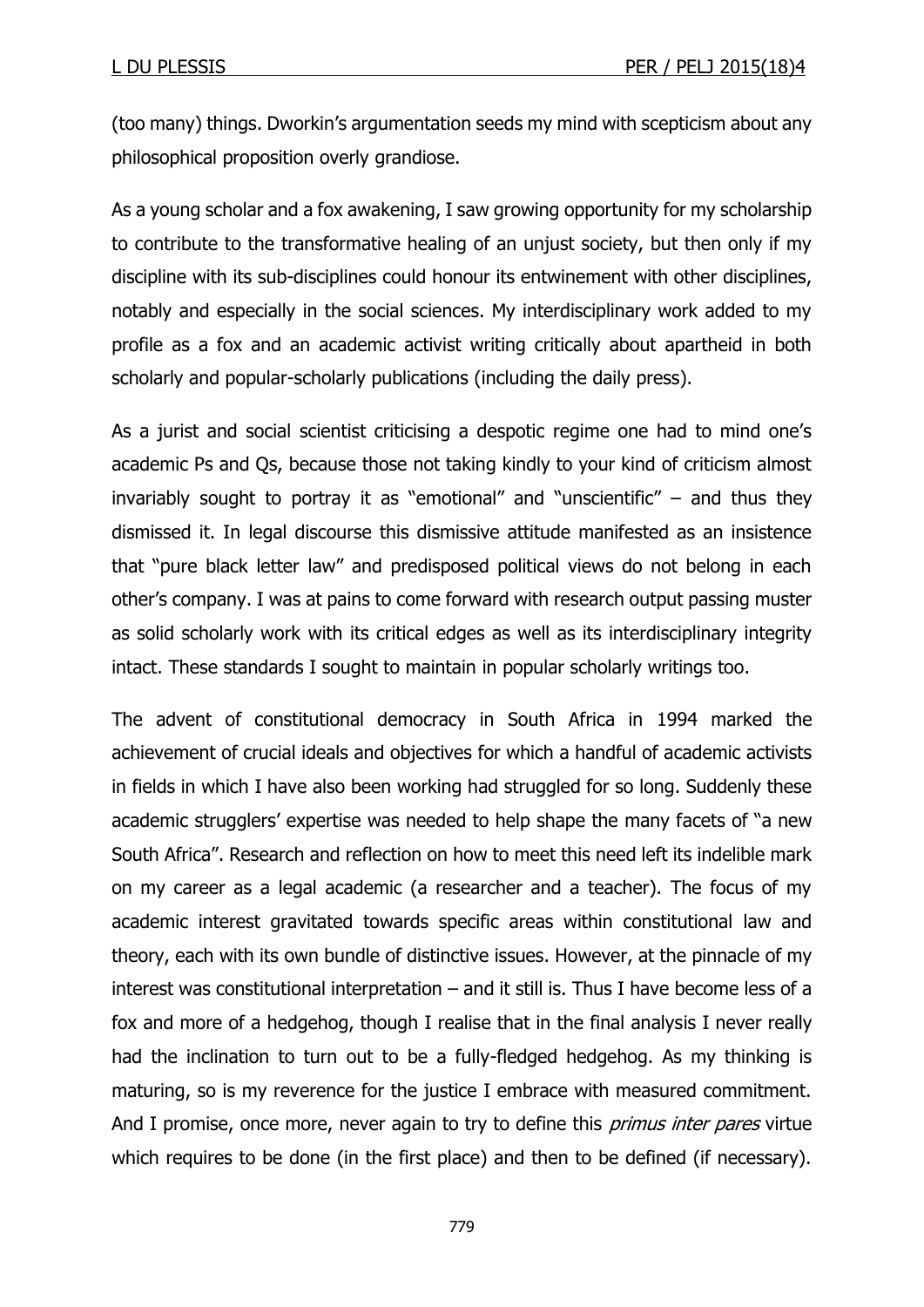(too many) things. Dworkin's argumentation seeds my mind with scepticism about any philosophical proposition overly grandiose.

As a young scholar and a fox awakening, I saw growing opportunity for my scholarship to contribute to the transformative healing of an unjust society, but then only if my discipline with its sub-disciplines could honour its entwinement with other disciplines, notably and especially in the social sciences. My interdisciplinary work added to my profile as a fox and an academic activist writing critically about apartheid in both scholarly and popular-scholarly publications (including the daily press).

As a jurist and social scientist criticising a despotic regime one had to mind one's academic Ps and Qs, because those not taking kindly to your kind of criticism almost invariably sought to portray it as "emotional" and "unscientific" – and thus they dismissed it. In legal discourse this dismissive attitude manifested as an insistence that "pure black letter law" and predisposed political views do not belong in each other's company. I was at pains to come forward with research output passing muster as solid scholarly work with its critical edges as well as its interdisciplinary integrity intact. These standards I sought to maintain in popular scholarly writings too.

The advent of constitutional democracy in South Africa in 1994 marked the achievement of crucial ideals and objectives for which a handful of academic activists in fields in which I have also been working had struggled for so long. Suddenly these academic strugglers' expertise was needed to help shape the many facets of "a new South Africa". Research and reflection on how to meet this need left its indelible mark on my career as a legal academic (a researcher and a teacher). The focus of my academic interest gravitated towards specific areas within constitutional law and theory, each with its own bundle of distinctive issues. However, at the pinnacle of my interest was constitutional interpretation – and it still is. Thus I have become less of a fox and more of a hedgehog, though I realise that in the final analysis I never really had the inclination to turn out to be a fully-fledged hedgehog. As my thinking is maturing, so is my reverence for the justice I embrace with measured commitment. And I promise, once more, never again to try to define this *primus inter pares* virtue which requires to be done (in the first place) and then to be defined (if necessary).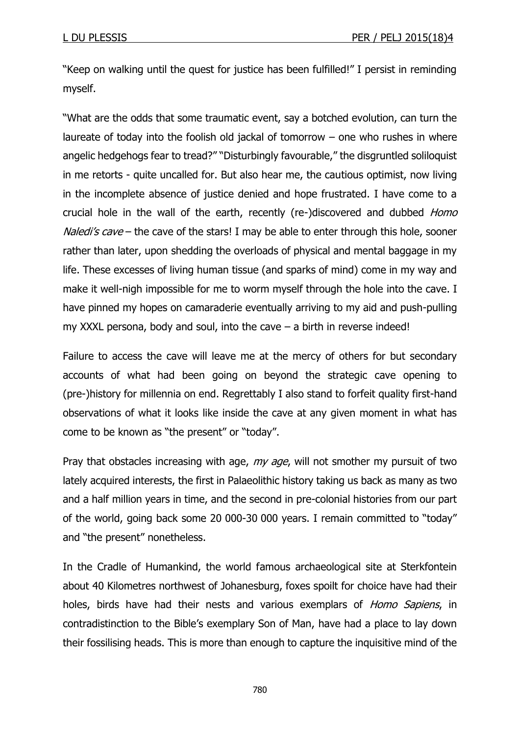"Keep on walking until the quest for justice has been fulfilled!" I persist in reminding myself.

"What are the odds that some traumatic event, say a botched evolution, can turn the laureate of today into the foolish old jackal of tomorrow – one who rushes in where angelic hedgehogs fear to tread?" "Disturbingly favourable," the disgruntled soliloquist in me retorts - quite uncalled for. But also hear me, the cautious optimist, now living in the incomplete absence of justice denied and hope frustrated. I have come to a crucial hole in the wall of the earth, recently (re-)discovered and dubbed *Homo Naledi's cave* – the cave of the stars! I may be able to enter through this hole, sooner rather than later, upon shedding the overloads of physical and mental baggage in my life. These excesses of living human tissue (and sparks of mind) come in my way and make it well-nigh impossible for me to worm myself through the hole into the cave. I have pinned my hopes on camaraderie eventually arriving to my aid and push-pulling my XXXL persona, body and soul, into the cave – a birth in reverse indeed!

Failure to access the cave will leave me at the mercy of others for but secondary accounts of what had been going on beyond the strategic cave opening to (pre-)history for millennia on end. Regrettably I also stand to forfeit quality first-hand observations of what it looks like inside the cave at any given moment in what has come to be known as "the present" or "today".

Pray that obstacles increasing with age, *my age*, will not smother my pursuit of two lately acquired interests, the first in Palaeolithic history taking us back as many as two and a half million years in time, and the second in pre-colonial histories from our part of the world, going back some 20 000-30 000 years. I remain committed to "today" and "the present" nonetheless.

In the Cradle of Humankind, the world famous archaeological site at Sterkfontein about 40 Kilometres northwest of Johanesburg, foxes spoilt for choice have had their holes, birds have had their nests and various exemplars of *Homo Sapiens*, in contradistinction to the Bible's exemplary Son of Man, have had a place to lay down their fossilising heads. This is more than enough to capture the inquisitive mind of the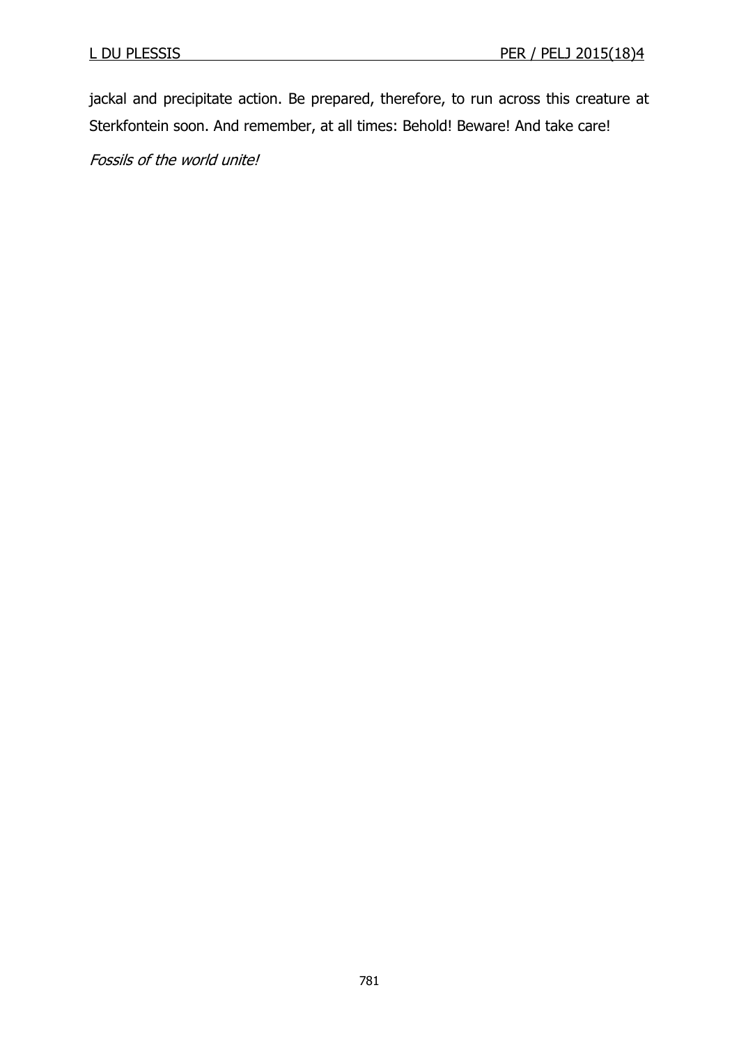jackal and precipitate action. Be prepared, therefore, to run across this creature at Sterkfontein soon. And remember, at all times: Behold! Beware! And take care!

*Fossils of the world unite!*